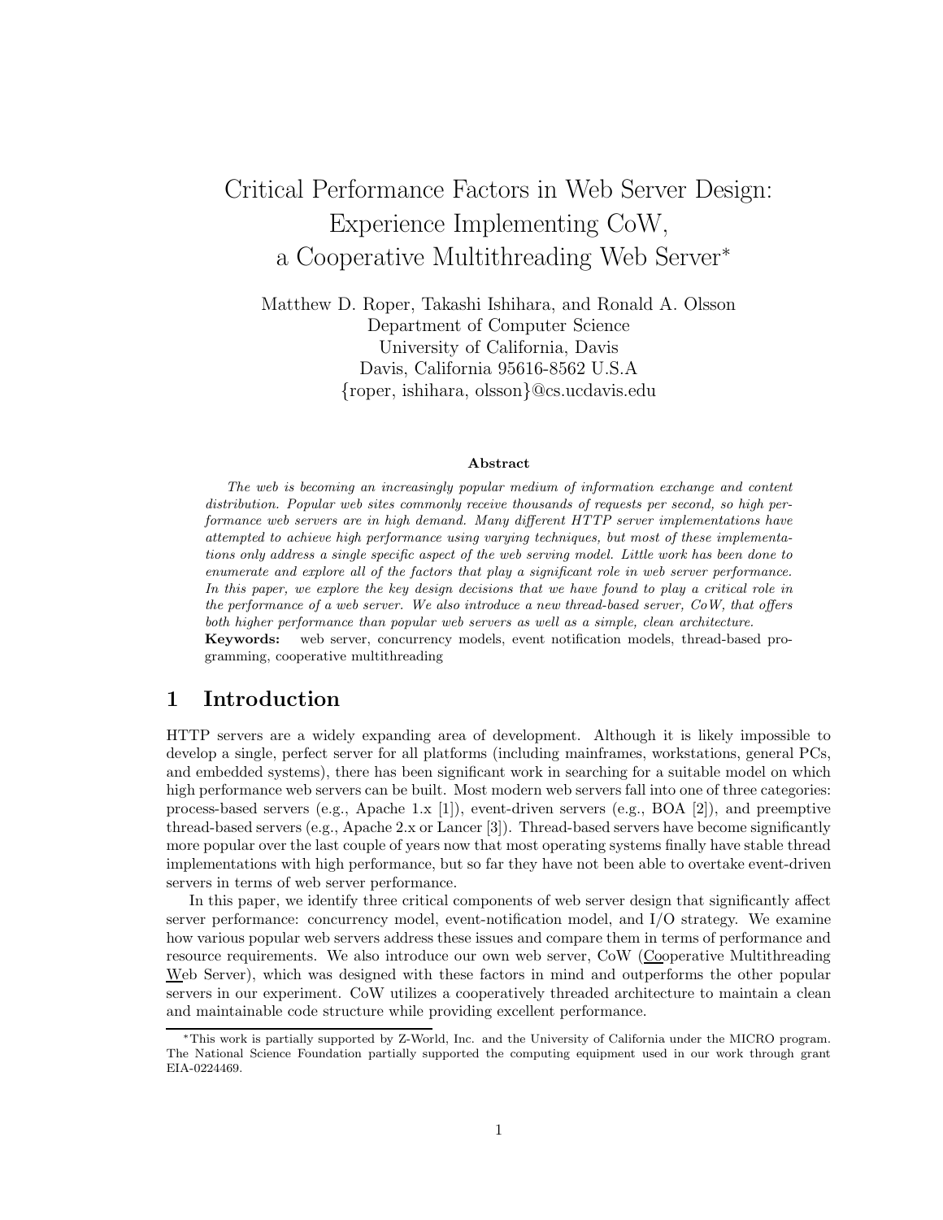# Critical Performance Factors in Web Server Design: Experience Implementing CoW, a Cooperative Multithreading Web Server*

Matthew D. Roper, Takashi Ishihara, and Ronald A. Olsson
Department of Computer Science
University of California, Davis
Davis, California 95616-8562 U.S.A
{roper, ishihara, olsson}@cs.ucdavis.edu

### Abstract

*The web is becoming an increasingly popular medium of information exchange and content distribution. Popular web sites commonly receive thousands of requests per second, so high performance web servers are in high demand. Many different HTTP server implementations have attempted to achieve high performance using varying techniques, but most of these implementations only address a single specific aspect of the web serving model. Little work has been done to enumerate and explore all of the factors that play a significant role in web server performance. In this paper, we explore the key design decisions that we have found to play a critical role in the performance of a web server. We also introduce a new thread-based server, CoW, that offers both higher performance than popular web servers as well as a simple, clean architecture.*

**Keywords:** web server, concurrency models, event notification models, thread-based programming, cooperative multithreading

## 1 Introduction

HTTP servers are a widely expanding area of development. Although it is likely impossible to develop a single, perfect server for all platforms (including mainframes, workstations, general PCs, and embedded systems), there has been significant work in searching for a suitable model on which high performance web servers can be built. Most modern web servers fall into one of three categories: process-based servers (e.g., Apache 1.x [1]), event-driven servers (e.g., BOA [2]), and preemptive thread-based servers (e.g., Apache 2.x or Lancer [3]). Thread-based servers have become significantly more popular over the last couple of years now that most operating systems finally have stable thread implementations with high performance, but so far they have not been able to overtake event-driven servers in terms of web server performance.

In this paper, we identify three critical components of web server design that significantly affect server performance: concurrency model, event-notification model, and I/O strategy. We examine how various popular web servers address these issues and compare them in terms of performance and resource requirements. We also introduce our own web server, CoW (Cooperative Multithreading Web Server), which was designed with these factors in mind and outperforms the other popular servers in our experiment. CoW utilizes a cooperatively threaded architecture to maintain a clean and maintainable code structure while providing excellent performance.

*This work is partially supported by Z-World, Inc. and the University of California under the MICRO program. The National Science Foundation partially supported the computing equipment used in our work through grant EIA-0224469.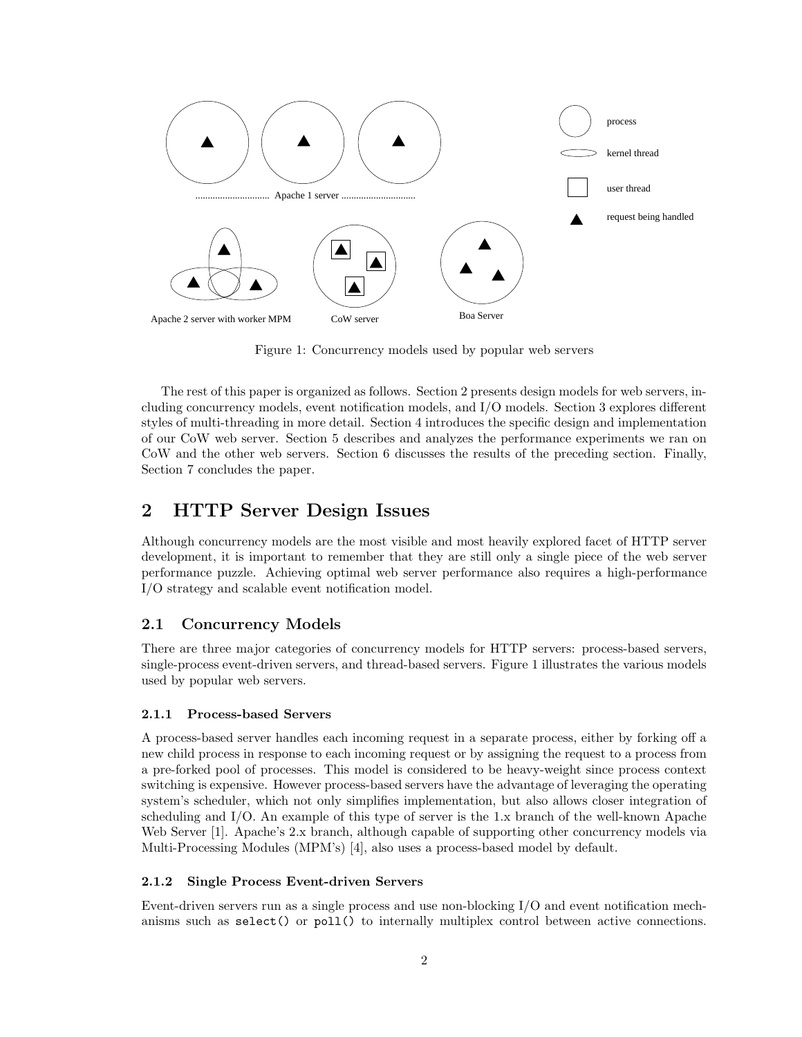Figure 1: Concurrency models used by popular web servers

The rest of this paper is organized as follows. Section 2 presents design models for web servers, including concurrency models, event notification models, and I/O models. Section 3 explores different styles of multi-threading in more detail. Section 4 introduces the specific design and implementation of our CoW web server. Section 5 describes and analyzes the performance experiments we ran on CoW and the other web servers. Section 6 discusses the results of the preceding section. Finally, Section 7 concludes the paper.

## 2 HTTP Server Design Issues

Although concurrency models are the most visible and most heavily explored facet of HTTP server development, it is important to remember that they are still only a single piece of the web server performance puzzle. Achieving optimal web server performance also requires a high-performance I/O strategy and scalable event notification model.

### 2.1 Concurrency Models

There are three major categories of concurrency models for HTTP servers: process-based servers, single-process event-driven servers, and thread-based servers. Figure 1 illustrates the various models used by popular web servers.

#### 2.1.1 Process-based Servers

A process-based server handles each incoming request in a separate process, either by forking off a new child process in response to each incoming request or by assigning the request to a process from a pre-forked pool of processes. This model is considered to be heavy-weight since process context switching is expensive. However process-based servers have the advantage of leveraging the operating system's scheduler, which not only simplifies implementation, but also allows closer integration of scheduling and I/O. An example of this type of server is the 1.x branch of the well-known Apache Web Server [1]. Apache's 2.x branch, although capable of supporting other concurrency models via Multi-Processing Modules (MPM's) [4], also uses a process-based model by default.

#### 2.1.2 Single Process Event-driven Servers

Event-driven servers run as a single process and use non-blocking I/O and event notification mechanisms such as `select()` or `poll()` to internally multiplex control between active connections.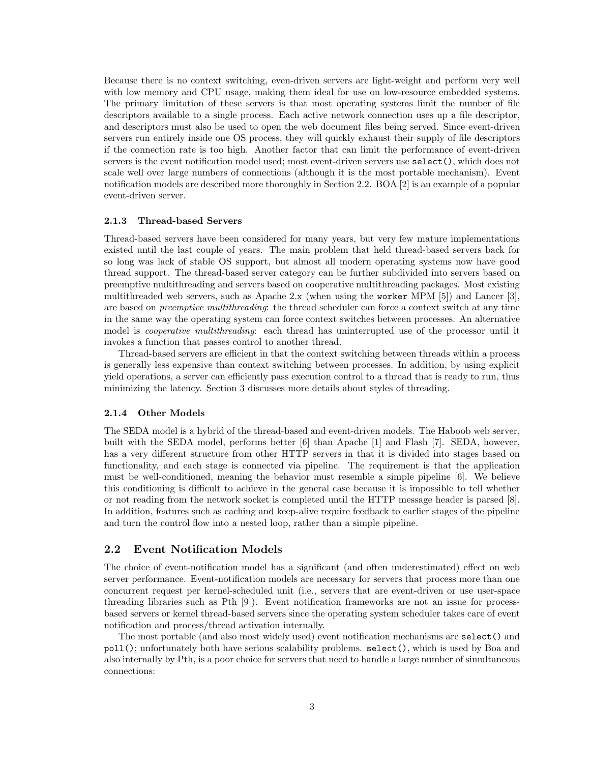Because there is no context switching, even-driven servers are light-weight and perform very well with low memory and CPU usage, making them ideal for use on low-resource embedded systems. The primary limitation of these servers is that most operating systems limit the number of file descriptors available to a single process. Each active network connection uses up a file descriptor, and descriptors must also be used to open the web document files being served. Since event-driven servers run entirely inside one OS process, they will quickly exhaust their supply of file descriptors if the connection rate is too high. Another factor that can limit the performance of event-driven servers is the event notification model used; most event-driven servers use `select()`, which does not scale well over large numbers of connections (although it is the most portable mechanism). Event notification models are described more thoroughly in Section 2.2. BOA [2] is an example of a popular event-driven server.

### 2.1.3 Thread-based Servers

Thread-based servers have been considered for many years, but very few mature implementations existed until the last couple of years. The main problem that held thread-based servers back for so long was lack of stable OS support, but almost all modern operating systems now have good thread support. The thread-based server category can be further subdivided into servers based on preemptive multithreading and servers based on cooperative multithreading packages. Most existing multithreaded web servers, such as Apache 2.x (when using the `worker` MPM [5]) and Lancer [3], are based on *preemptive multithreading*: the thread scheduler can force a context switch at any time in the same way the operating system can force context switches between processes. An alternative model is *cooperative multithreading*: each thread has uninterrupted use of the processor until it invokes a function that passes control to another thread.

Thread-based servers are efficient in that the context switching between threads within a process is generally less expensive than context switching between processes. In addition, by using explicit yield operations, a server can efficiently pass execution control to a thread that is ready to run, thus minimizing the latency. Section 3 discusses more details about styles of threading.

### 2.1.4 Other Models

The SEDA model is a hybrid of the thread-based and event-driven models. The Haboob web server, built with the SEDA model, performs better [6] than Apache [1] and Flash [7]. SEDA, however, has a very different structure from other HTTP servers in that it is divided into stages based on functionality, and each stage is connected via pipeline. The requirement is that the application must be well-conditioned, meaning the behavior must resemble a simple pipeline [6]. We believe this conditioning is difficult to achieve in the general case because it is impossible to tell whether or not reading from the network socket is completed until the HTTP message header is parsed [8]. In addition, features such as caching and keep-alive require feedback to earlier stages of the pipeline and turn the control flow into a nested loop, rather than a simple pipeline.

## 2.2 Event Notification Models

The choice of event-notification model has a significant (and often underestimated) effect on web server performance. Event-notification models are necessary for servers that process more than one concurrent request per kernel-scheduled unit (i.e., servers that are event-driven or use user-space threading libraries such as Pth [9]). Event notification frameworks are not an issue for process-based servers or kernel thread-based servers since the operating system scheduler takes care of event notification and process/thread activation internally.

The most portable (and also most widely used) event notification mechanisms are `select()` and `poll()`; unfortunately both have serious scalability problems. `select()`, which is used by Boa and also internally by Pth, is a poor choice for servers that need to handle a large number of simultaneous connections: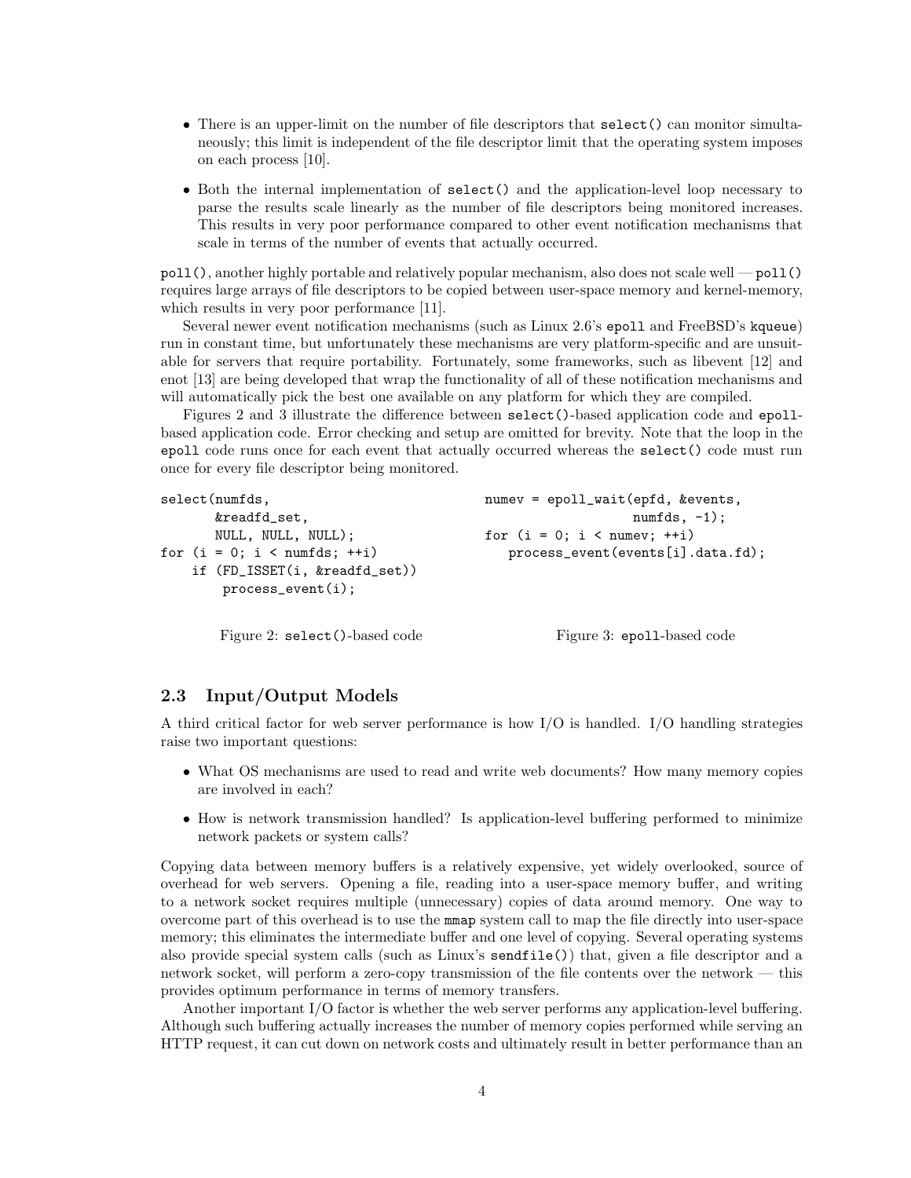- There is an upper-limit on the number of file descriptors that `select()` can monitor simultaneously; this limit is independent of the file descriptor limit that the operating system imposes on each process [10].
- Both the internal implementation of `select()` and the application-level loop necessary to parse the results scale linearly as the number of file descriptors being monitored increases. This results in very poor performance compared to other event notification mechanisms that scale in terms of the number of events that actually occurred.

`poll()`, another highly portable and relatively popular mechanism, also does not scale well — `poll()` requires large arrays of file descriptors to be copied between user-space memory and kernel-memory, which results in very poor performance [11].

Several newer event notification mechanisms (such as Linux 2.6's `epoll` and FreeBSD's `kqueue`) run in constant time, but unfortunately these mechanisms are very platform-specific and are unsuitable for servers that require portability. Fortunately, some frameworks, such as libevent [12] and enot [13] are being developed that wrap the functionality of all of these notification mechanisms and will automatically pick the best one available on any platform for which they are compiled.

Figures 2 and 3 illustrate the difference between `select()`-based application code and `epoll`-based application code. Error checking and setup are omitted for brevity. Note that the loop in the `epoll` code runs once for each event that actually occurred whereas the `select()` code must run once for every file descriptor being monitored.

```
select(numfds,
       &readfd_set,
       NULL, NULL, NULL);
for (i = 0; i < numfds; ++i)
    if (FD_ISSET(i, &readfd_set))
        process_event(i);
```

Figure 2: `select()`-based code

```
numev = epoll_wait(epfd, &events,
                   numfds, -1);
for (i = 0; i < numev; ++i)
   process_event(events[i].data.fd);
```

Figure 3: `epoll`-based code

### 2.3 Input/Output Models

A third critical factor for web server performance is how I/O is handled. I/O handling strategies raise two important questions:

- What OS mechanisms are used to read and write web documents? How many memory copies are involved in each?
- How is network transmission handled? Is application-level buffering performed to minimize network packets or system calls?

Copying data between memory buffers is a relatively expensive, yet widely overlooked, source of overhead for web servers. Opening a file, reading into a user-space memory buffer, and writing to a network socket requires multiple (unnecessary) copies of data around memory. One way to overcome part of this overhead is to use the `mmap` system call to map the file directly into user-space memory; this eliminates the intermediate buffer and one level of copying. Several operating systems also provide special system calls (such as Linux's `sendfile()`) that, given a file descriptor and a network socket, will perform a zero-copy transmission of the file contents over the network — this provides optimum performance in terms of memory transfers.

Another important I/O factor is whether the web server performs any application-level buffering. Although such buffering actually increases the number of memory copies performed while serving an HTTP request, it can cut down on network costs and ultimately result in better performance than an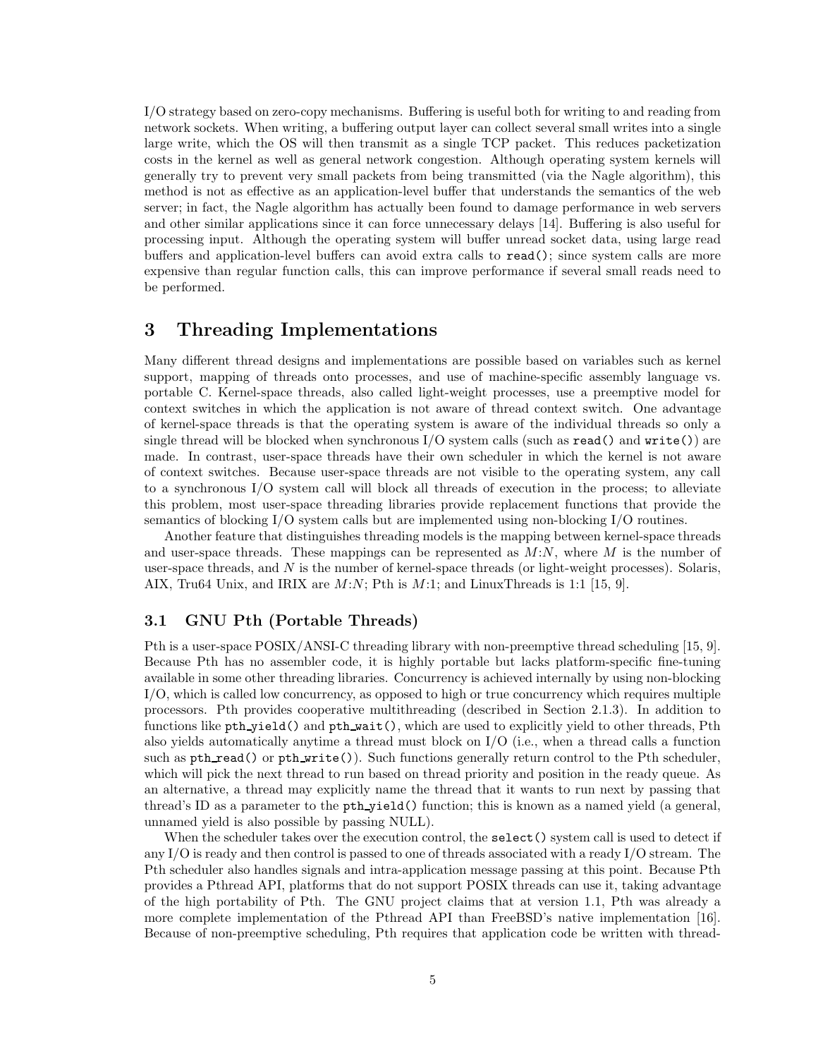I/O strategy based on zero-copy mechanisms. Buffering is useful both for writing to and reading from network sockets. When writing, a buffering output layer can collect several small writes into a single large write, which the OS will then transmit as a single TCP packet. This reduces packetization costs in the kernel as well as general network congestion. Although operating system kernels will generally try to prevent very small packets from being transmitted (via the Nagle algorithm), this method is not as effective as an application-level buffer that understands the semantics of the web server; in fact, the Nagle algorithm has actually been found to damage performance in web servers and other similar applications since it can force unnecessary delays [14]. Buffering is also useful for processing input. Although the operating system will buffer unread socket data, using large read buffers and application-level buffers can avoid extra calls to `read()`; since system calls are more expensive than regular function calls, this can improve performance if several small reads need to be performed.

# 3 Threading Implementations

Many different thread designs and implementations are possible based on variables such as kernel support, mapping of threads onto processes, and use of machine-specific assembly language vs. portable C. Kernel-space threads, also called light-weight processes, use a preemptive model for context switches in which the application is not aware of thread context switch. One advantage of kernel-space threads is that the operating system is aware of the individual threads so only a single thread will be blocked when synchronous I/O system calls (such as `read()` and `write()`) are made. In contrast, user-space threads have their own scheduler in which the kernel is not aware of context switches. Because user-space threads are not visible to the operating system, any call to a synchronous I/O system call will block all threads of execution in the process; to alleviate this problem, most user-space threading libraries provide replacement functions that provide the semantics of blocking I/O system calls but are implemented using non-blocking I/O routines.

Another feature that distinguishes threading models is the mapping between kernel-space threads and user-space threads. These mappings can be represented as $M$:$N$, where $M$ is the number of user-space threads, and $N$ is the number of kernel-space threads (or light-weight processes). Solaris, AIX, Tru64 Unix, and IRIX are $M$:$N$; Pth is $M$:1; and LinuxThreads is 1:1 [15, 9].

## 3.1 GNU Pth (Portable Threads)

Pth is a user-space POSIX/ANSI-C threading library with non-preemptive thread scheduling [15, 9]. Because Pth has no assembler code, it is highly portable but lacks platform-specific fine-tuning available in some other threading libraries. Concurrency is achieved internally by using non-blocking I/O, which is called low concurrency, as opposed to high or true concurrency which requires multiple processors. Pth provides cooperative multithreading (described in Section 2.1.3). In addition to functions like `pth_yield()` and `pth_wait()`, which are used to explicitly yield to other threads, Pth also yields automatically anytime a thread must block on I/O (i.e., when a thread calls a function such as `pth_read()` or `pth_write()`). Such functions generally return control to the Pth scheduler, which will pick the next thread to run based on thread priority and position in the ready queue. As an alternative, a thread may explicitly name the thread that it wants to run next by passing that thread's ID as a parameter to the `pth_yield()` function; this is known as a named yield (a general, unnamed yield is also possible by passing NULL).

When the scheduler takes over the execution control, the `select()` system call is used to detect if any I/O is ready and then control is passed to one of threads associated with a ready I/O stream. The Pth scheduler also handles signals and intra-application message passing at this point. Because Pth provides a Pthread API, platforms that do not support POSIX threads can use it, taking advantage of the high portability of Pth. The GNU project claims that at version 1.1, Pth was already a more complete implementation of the Pthread API than FreeBSD's native implementation [16]. Because of non-preemptive scheduling, Pth requires that application code be written with thread-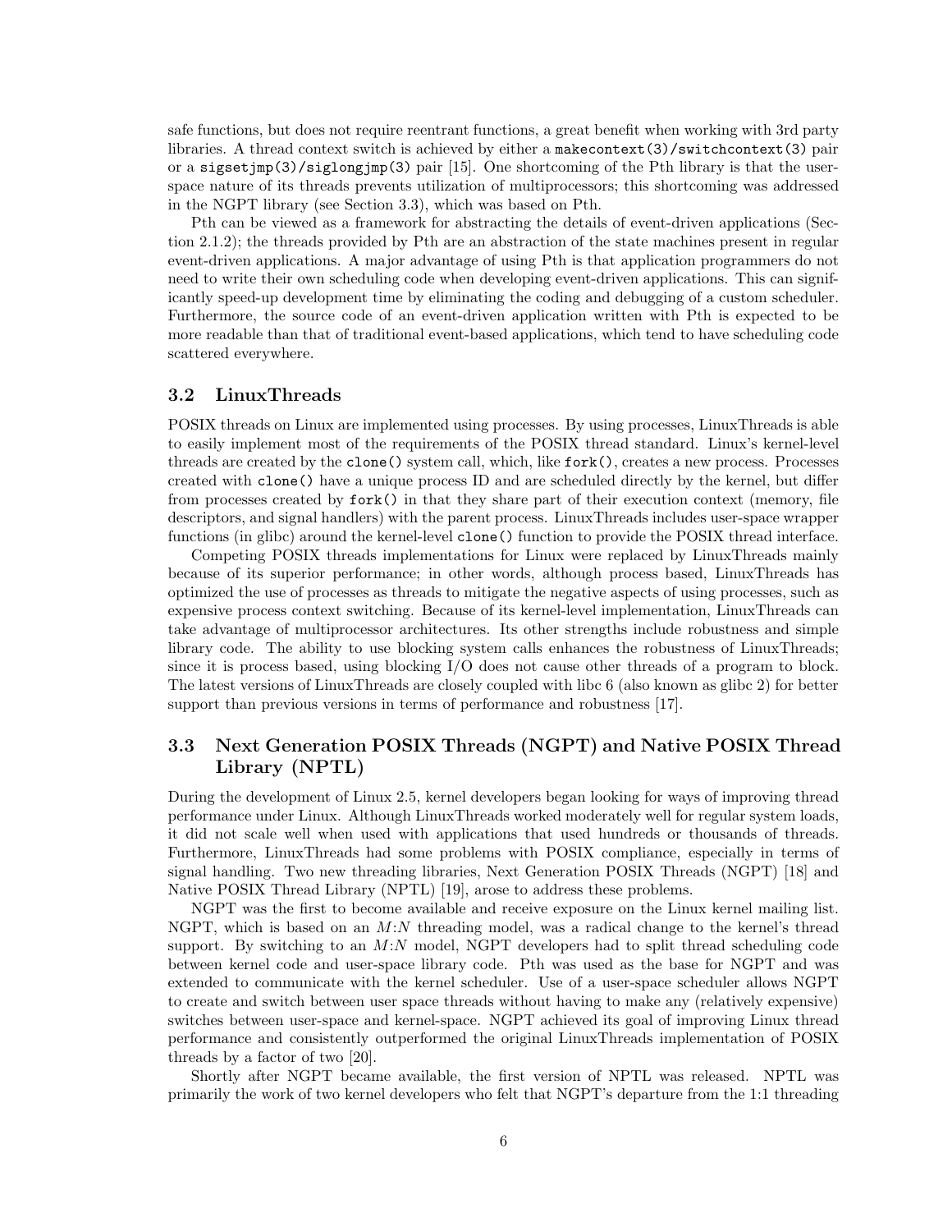safe functions, but does not require reentrant functions, a great benefit when working with 3rd party libraries. A thread context switch is achieved by either a `makecontext(3)/switchcontext(3)` pair or a `sigsetjmp(3)/siglongjmp(3)` pair [15]. One shortcoming of the Pth library is that the user-space nature of its threads prevents utilization of multiprocessors; this shortcoming was addressed in the NGPT library (see Section 3.3), which was based on Pth.

Pth can be viewed as a framework for abstracting the details of event-driven applications (Section 2.1.2); the threads provided by Pth are an abstraction of the state machines present in regular event-driven applications. A major advantage of using Pth is that application programmers do not need to write their own scheduling code when developing event-driven applications. This can significantly speed-up development time by eliminating the coding and debugging of a custom scheduler. Furthermore, the source code of an event-driven application written with Pth is expected to be more readable than that of traditional event-based applications, which tend to have scheduling code scattered everywhere.

## 3.2 LinuxThreads

POSIX threads on Linux are implemented using processes. By using processes, LinuxThreads is able to easily implement most of the requirements of the POSIX thread standard. Linux's kernel-level threads are created by the `clone()` system call, which, like `fork()`, creates a new process. Processes created with `clone()` have a unique process ID and are scheduled directly by the kernel, but differ from processes created by `fork()` in that they share part of their execution context (memory, file descriptors, and signal handlers) with the parent process. LinuxThreads includes user-space wrapper functions (in glibc) around the kernel-level `clone()` function to provide the POSIX thread interface.

Competing POSIX threads implementations for Linux were replaced by LinuxThreads mainly because of its superior performance; in other words, although process based, LinuxThreads has optimized the use of processes as threads to mitigate the negative aspects of using processes, such as expensive process context switching. Because of its kernel-level implementation, LinuxThreads can take advantage of multiprocessor architectures. Its other strengths include robustness and simple library code. The ability to use blocking system calls enhances the robustness of LinuxThreads; since it is process based, using blocking I/O does not cause other threads of a program to block. The latest versions of LinuxThreads are closely coupled with libc 6 (also known as glibc 2) for better support than previous versions in terms of performance and robustness [17].

## 3.3 Next Generation POSIX Threads (NGPT) and Native POSIX Thread Library (NPTL)

During the development of Linux 2.5, kernel developers began looking for ways of improving thread performance under Linux. Although LinuxThreads worked moderately well for regular system loads, it did not scale well when used with applications that used hundreds or thousands of threads. Furthermore, LinuxThreads had some problems with POSIX compliance, especially in terms of signal handling. Two new threading libraries, Next Generation POSIX Threads (NGPT) [18] and Native POSIX Thread Library (NPTL) [19], arose to address these problems.

NGPT was the first to become available and receive exposure on the Linux kernel mailing list. NGPT, which is based on an $M{:}N$ threading model, was a radical change to the kernel's thread support. By switching to an $M{:}N$ model, NGPT developers had to split thread scheduling code between kernel code and user-space library code. Pth was used as the base for NGPT and was extended to communicate with the kernel scheduler. Use of a user-space scheduler allows NGPT to create and switch between user space threads without having to make any (relatively expensive) switches between user-space and kernel-space. NGPT achieved its goal of improving Linux thread performance and consistently outperformed the original LinuxThreads implementation of POSIX threads by a factor of two [20].

Shortly after NGPT became available, the first version of NPTL was released. NPTL was primarily the work of two kernel developers who felt that NGPT's departure from the 1:1 threading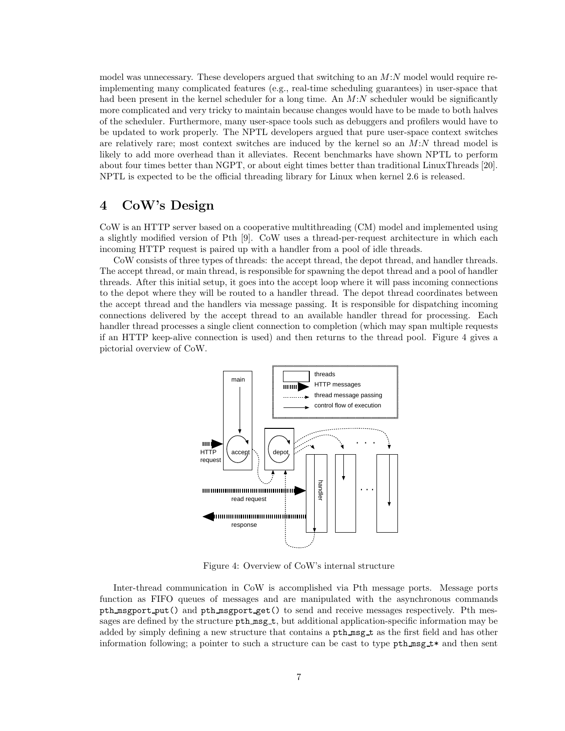model was unnecessary. These developers argued that switching to an $M$:$N$ model would require re-implementing many complicated features (e.g., real-time scheduling guarantees) in user-space that had been present in the kernel scheduler for a long time. An $M$:$N$ scheduler would be significantly more complicated and very tricky to maintain because changes would have to be made to both halves of the scheduler. Furthermore, many user-space tools such as debuggers and profilers would have to be updated to work properly. The NPTL developers argued that pure user-space context switches are relatively rare; most context switches are induced by the kernel so an $M$:$N$ thread model is likely to add more overhead than it alleviates. Recent benchmarks have shown NPTL to perform about four times better than NGPT, or about eight times better than traditional LinuxThreads [20]. NPTL is expected to be the official threading library for Linux when kernel 2.6 is released.

# 4 CoW's Design

CoW is an HTTP server based on a cooperative multithreading (CM) model and implemented using a slightly modified version of Pth [9]. CoW uses a thread-per-request architecture in which each incoming HTTP request is paired up with a handler from a pool of idle threads.

CoW consists of three types of threads: the accept thread, the depot thread, and handler threads. The accept thread, or main thread, is responsible for spawning the depot thread and a pool of handler threads. After this initial setup, it goes into the accept loop where it will pass incoming connections to the depot where they will be routed to a handler thread. The depot thread coordinates between the accept thread and the handlers via message passing. It is responsible for dispatching incoming connections delivered by the accept thread to an available handler thread for processing. Each handler thread processes a single client connection to completion (which may span multiple requests if an HTTP keep-alive connection is used) and then returns to the thread pool. Figure 4 gives a pictorial overview of CoW.

Figure 4: Overview of CoW's internal structure

Inter-thread communication in CoW is accomplished via Pth message ports. Message ports function as FIFO queues of messages and are manipulated with the asynchronous commands `pth_msgport_put()` and `pth_msgport_get()` to send and receive messages respectively. Pth messages are defined by the structure `pth_msg_t`, but additional application-specific information may be added by simply defining a new structure that contains a `pth_msg_t` as the first field and has other information following; a pointer to such a structure can be cast to type `pth_msg_t*` and then sent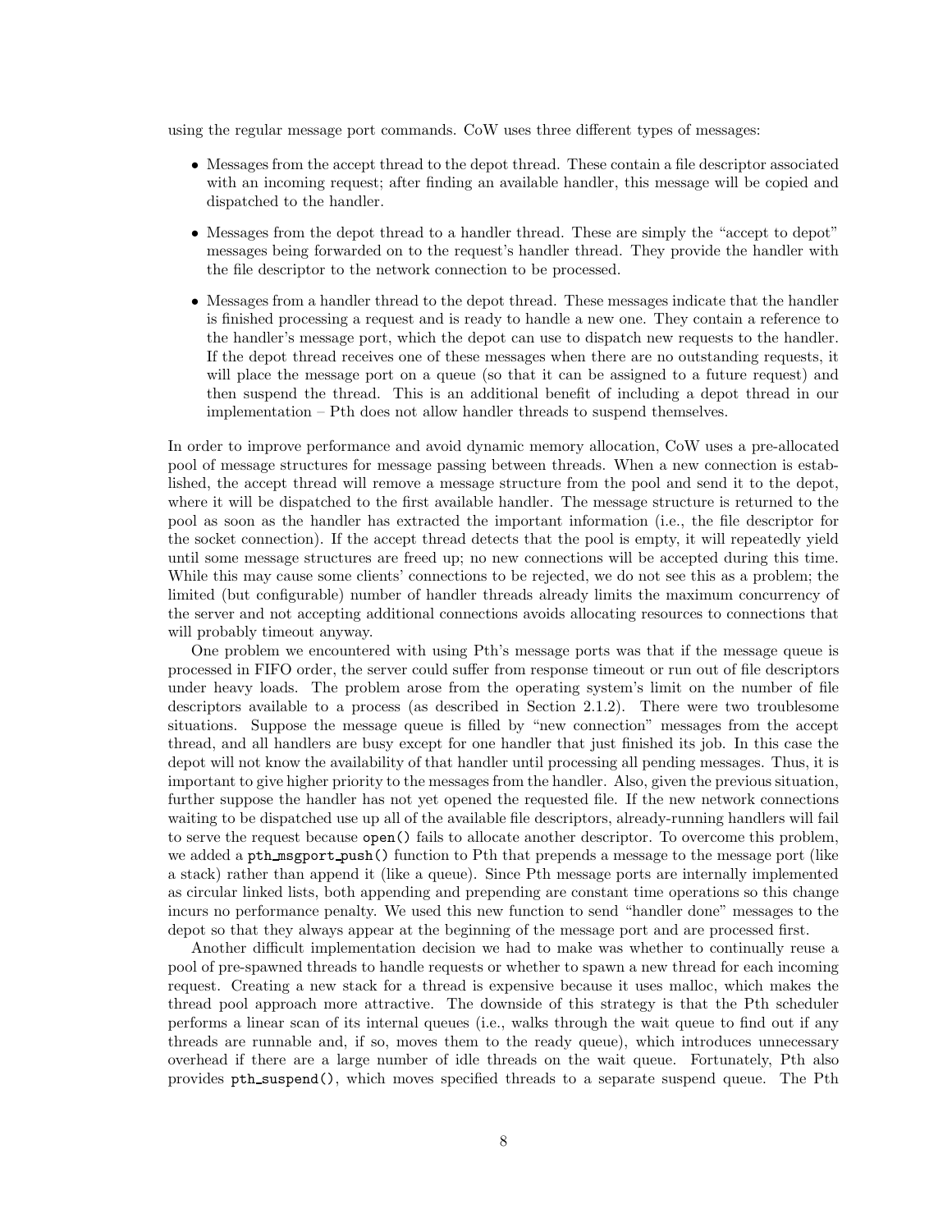using the regular message port commands. CoW uses three different types of messages:

- Messages from the accept thread to the depot thread. These contain a file descriptor associated with an incoming request; after finding an available handler, this message will be copied and dispatched to the handler.
- Messages from the depot thread to a handler thread. These are simply the "accept to depot" messages being forwarded on to the request's handler thread. They provide the handler with the file descriptor to the network connection to be processed.
- Messages from a handler thread to the depot thread. These messages indicate that the handler is finished processing a request and is ready to handle a new one. They contain a reference to the handler's message port, which the depot can use to dispatch new requests to the handler. If the depot thread receives one of these messages when there are no outstanding requests, it will place the message port on a queue (so that it can be assigned to a future request) and then suspend the thread. This is an additional benefit of including a depot thread in our implementation – Pth does not allow handler threads to suspend themselves.

In order to improve performance and avoid dynamic memory allocation, CoW uses a pre-allocated pool of message structures for message passing between threads. When a new connection is established, the accept thread will remove a message structure from the pool and send it to the depot, where it will be dispatched to the first available handler. The message structure is returned to the pool as soon as the handler has extracted the important information (i.e., the file descriptor for the socket connection). If the accept thread detects that the pool is empty, it will repeatedly yield until some message structures are freed up; no new connections will be accepted during this time. While this may cause some clients' connections to be rejected, we do not see this as a problem; the limited (but configurable) number of handler threads already limits the maximum concurrency of the server and not accepting additional connections avoids allocating resources to connections that will probably timeout anyway.

One problem we encountered with using Pth's message ports was that if the message queue is processed in FIFO order, the server could suffer from response timeout or run out of file descriptors under heavy loads. The problem arose from the operating system's limit on the number of file descriptors available to a process (as described in Section 2.1.2). There were two troublesome situations. Suppose the message queue is filled by "new connection" messages from the accept thread, and all handlers are busy except for one handler that just finished its job. In this case the depot will not know the availability of that handler until processing all pending messages. Thus, it is important to give higher priority to the messages from the handler. Also, given the previous situation, further suppose the handler has not yet opened the requested file. If the new network connections waiting to be dispatched use up all of the available file descriptors, already-running handlers will fail to serve the request because `open()` fails to allocate another descriptor. To overcome this problem, we added a `pth_msgport_push()` function to Pth that prepends a message to the message port (like a stack) rather than append it (like a queue). Since Pth message ports are internally implemented as circular linked lists, both appending and prepending are constant time operations so this change incurs no performance penalty. We used this new function to send "handler done" messages to the depot so that they always appear at the beginning of the message port and are processed first.

Another difficult implementation decision we had to make was whether to continually reuse a pool of pre-spawned threads to handle requests or whether to spawn a new thread for each incoming request. Creating a new stack for a thread is expensive because it uses malloc, which makes the thread pool approach more attractive. The downside of this strategy is that the Pth scheduler performs a linear scan of its internal queues (i.e., walks through the wait queue to find out if any threads are runnable and, if so, moves them to the ready queue), which introduces unnecessary overhead if there are a large number of idle threads on the wait queue. Fortunately, Pth also provides `pth_suspend()`, which moves specified threads to a separate suspend queue. The Pth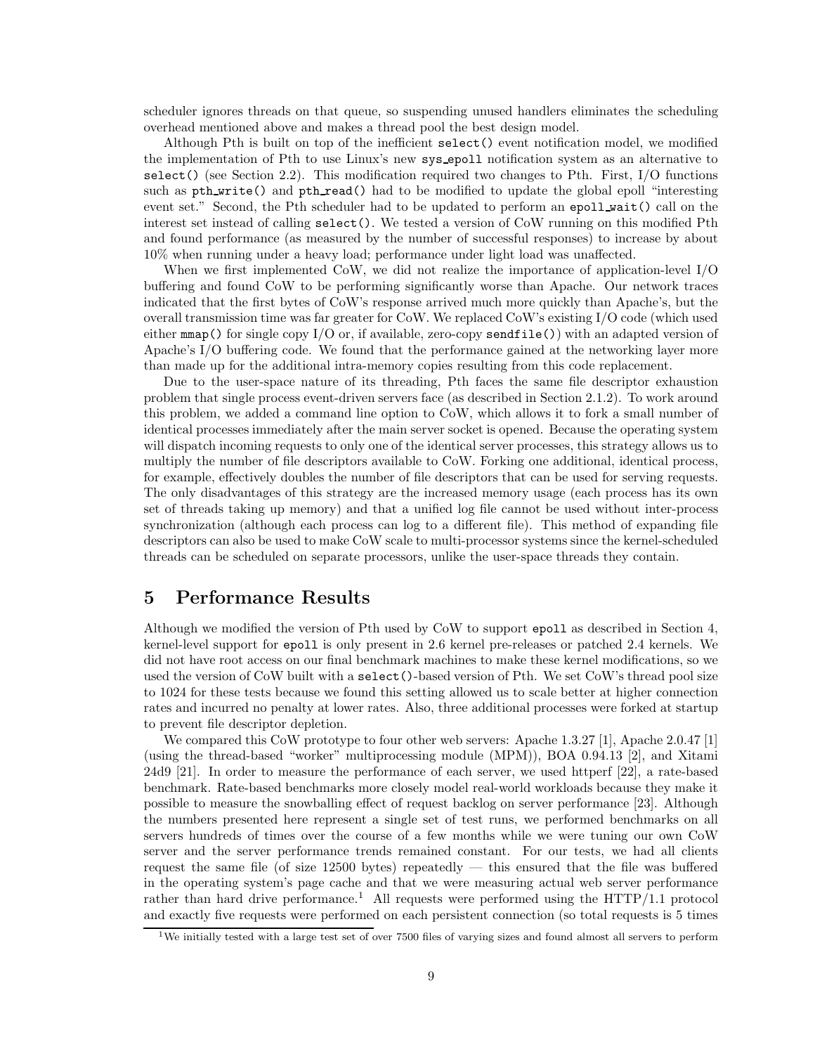scheduler ignores threads on that queue, so suspending unused handlers eliminates the scheduling overhead mentioned above and makes a thread pool the best design model.

Although Pth is built on top of the inefficient `select()` event notification model, we modified the implementation of Pth to use Linux's new `sys_epoll` notification system as an alternative to `select()` (see Section 2.2). This modification required two changes to Pth. First, I/O functions such as `pth_write()` and `pth_read()` had to be modified to update the global epoll "interesting event set." Second, the Pth scheduler had to be updated to perform an `epoll_wait()` call on the interest set instead of calling `select()`. We tested a version of CoW running on this modified Pth and found performance (as measured by the number of successful responses) to increase by about 10% when running under a heavy load; performance under light load was unaffected.

When we first implemented CoW, we did not realize the importance of application-level I/O buffering and found CoW to be performing significantly worse than Apache. Our network traces indicated that the first bytes of CoW's response arrived much more quickly than Apache's, but the overall transmission time was far greater for CoW. We replaced CoW's existing I/O code (which used either `mmap()` for single copy I/O or, if available, zero-copy `sendfile()`) with an adapted version of Apache's I/O buffering code. We found that the performance gained at the networking layer more than made up for the additional intra-memory copies resulting from this code replacement.

Due to the user-space nature of its threading, Pth faces the same file descriptor exhaustion problem that single process event-driven servers face (as described in Section 2.1.2). To work around this problem, we added a command line option to CoW, which allows it to fork a small number of identical processes immediately after the main server socket is opened. Because the operating system will dispatch incoming requests to only one of the identical server processes, this strategy allows us to multiply the number of file descriptors available to CoW. Forking one additional, identical process, for example, effectively doubles the number of file descriptors that can be used for serving requests. The only disadvantages of this strategy are the increased memory usage (each process has its own set of threads taking up memory) and that a unified log file cannot be used without inter-process synchronization (although each process can log to a different file). This method of expanding file descriptors can also be used to make CoW scale to multi-processor systems since the kernel-scheduled threads can be scheduled on separate processors, unlike the user-space threads they contain.

# 5 Performance Results

Although we modified the version of Pth used by CoW to support `epoll` as described in Section 4, kernel-level support for `epoll` is only present in 2.6 kernel pre-releases or patched 2.4 kernels. We did not have root access on our final benchmark machines to make these kernel modifications, so we used the version of CoW built with a `select()`-based version of Pth. We set CoW's thread pool size to 1024 for these tests because we found this setting allowed us to scale better at higher connection rates and incurred no penalty at lower rates. Also, three additional processes were forked at startup to prevent file descriptor depletion.

We compared this CoW prototype to four other web servers: Apache 1.3.27 [1], Apache 2.0.47 [1] (using the thread-based "worker" multiprocessing module (MPM)), BOA 0.94.13 [2], and Xitami 24d9 [21]. In order to measure the performance of each server, we used httperf [22], a rate-based benchmark. Rate-based benchmarks more closely model real-world workloads because they make it possible to measure the snowballing effect of request backlog on server performance [23]. Although the numbers presented here represent a single set of test runs, we performed benchmarks on all servers hundreds of times over the course of a few months while we were tuning our own CoW server and the server performance trends remained constant. For our tests, we had all clients request the same file (of size 12500 bytes) repeatedly — this ensured that the file was buffered in the operating system's page cache and that we were measuring actual web server performance rather than hard drive performance.[1] All requests were performed using the HTTP/1.1 protocol and exactly five requests were performed on each persistent connection (so total requests is 5 times

[1] We initially tested with a large test set of over 7500 files of varying sizes and found almost all servers to perform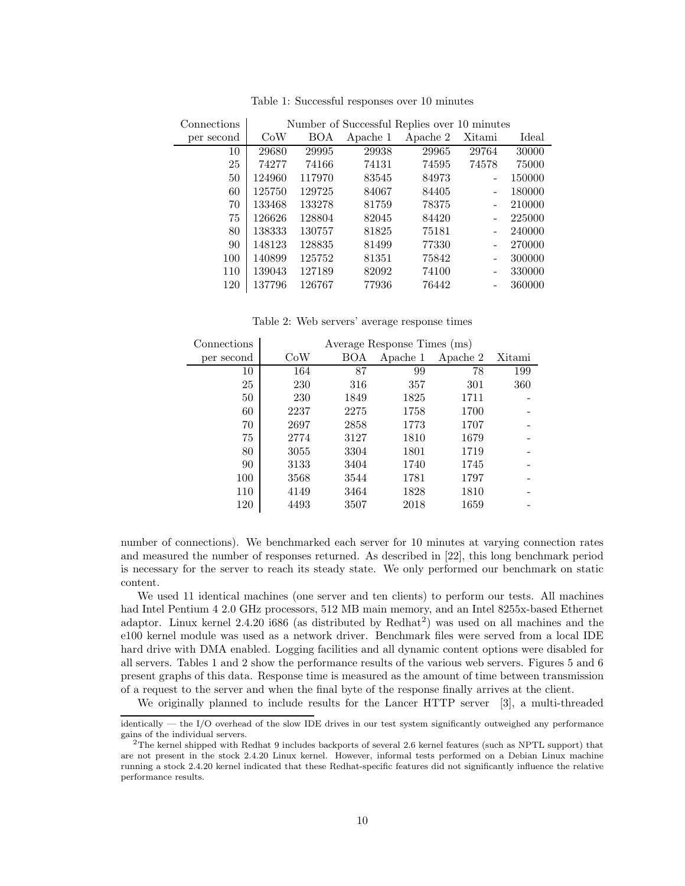Table 1: Successful responses over 10 minutes

| Connections | Number of Successful Replies over 10 minutes | | | | | |
|---|---|---|---|---|---|---|
| per second | CoW | BOA | Apache 1 | Apache 2 | Xitami | Ideal |
| 10 | 29680 | 29995 | 29938 | 29965 | 29764 | 30000 |
| 25 | 74277 | 74166 | 74131 | 74595 | 74578 | 75000 |
| 50 | 124960 | 117970 | 83545 | 84973 | - | 150000 |
| 60 | 125750 | 129725 | 84067 | 84405 | - | 180000 |
| 70 | 133468 | 133278 | 81759 | 78375 | - | 210000 |
| 75 | 126626 | 128804 | 82045 | 84420 | - | 225000 |
| 80 | 138333 | 130757 | 81825 | 75181 | - | 240000 |
| 90 | 148123 | 128835 | 81499 | 77330 | - | 270000 |
| 100 | 140899 | 125752 | 81351 | 75842 | - | 300000 |
| 110 | 139043 | 127189 | 82092 | 74100 | - | 330000 |
| 120 | 137796 | 126767 | 77936 | 76442 | - | 360000 |

Table 2: Web servers' average response times

| Connections | Average Response Times (ms) | | | | |
|---|---|---|---|---|---|
| per second | CoW | BOA | Apache 1 | Apache 2 | Xitami |
| 10 | 164 | 87 | 99 | 78 | 199 |
| 25 | 230 | 316 | 357 | 301 | 360 |
| 50 | 230 | 1849 | 1825 | 1711 | - |
| 60 | 2237 | 2275 | 1758 | 1700 | - |
| 70 | 2697 | 2858 | 1773 | 1707 | - |
| 75 | 2774 | 3127 | 1810 | 1679 | - |
| 80 | 3055 | 3304 | 1801 | 1719 | - |
| 90 | 3133 | 3404 | 1740 | 1745 | - |
| 100 | 3568 | 3544 | 1781 | 1797 | - |
| 110 | 4149 | 3464 | 1828 | 1810 | - |
| 120 | 4493 | 3507 | 2018 | 1659 | - |

number of connections). We benchmarked each server for 10 minutes at varying connection rates and measured the number of responses returned. As described in [22], this long benchmark period is necessary for the server to reach its steady state. We only performed our benchmark on static content.

We used 11 identical machines (one server and ten clients) to perform our tests. All machines had Intel Pentium 4 2.0 GHz processors, 512 MB main memory, and an Intel 8255x-based Ethernet adaptor. Linux kernel 2.4.20 i686 (as distributed by Redhat[2]) was used on all machines and the e100 kernel module was used as a network driver. Benchmark files were served from a local IDE hard drive with DMA enabled. Logging facilities and all dynamic content options were disabled for all servers. Tables 1 and 2 show the performance results of the various web servers. Figures 5 and 6 present graphs of this data. Response time is measured as the amount of time between transmission of a request to the server and when the final byte of the response finally arrives at the client.

We originally planned to include results for the Lancer HTTP server [3], a multi-threaded

identically — the I/O overhead of the slow IDE drives in our test system significantly outweighed any performance gains of the individual servers.

[2] The kernel shipped with Redhat 9 includes backports of several 2.6 kernel features (such as NPTL support) that are not present in the stock 2.4.20 Linux kernel. However, informal tests performed on a Debian Linux machine running a stock 2.4.20 kernel indicated that these Redhat-specific features did not significantly influence the relative performance results.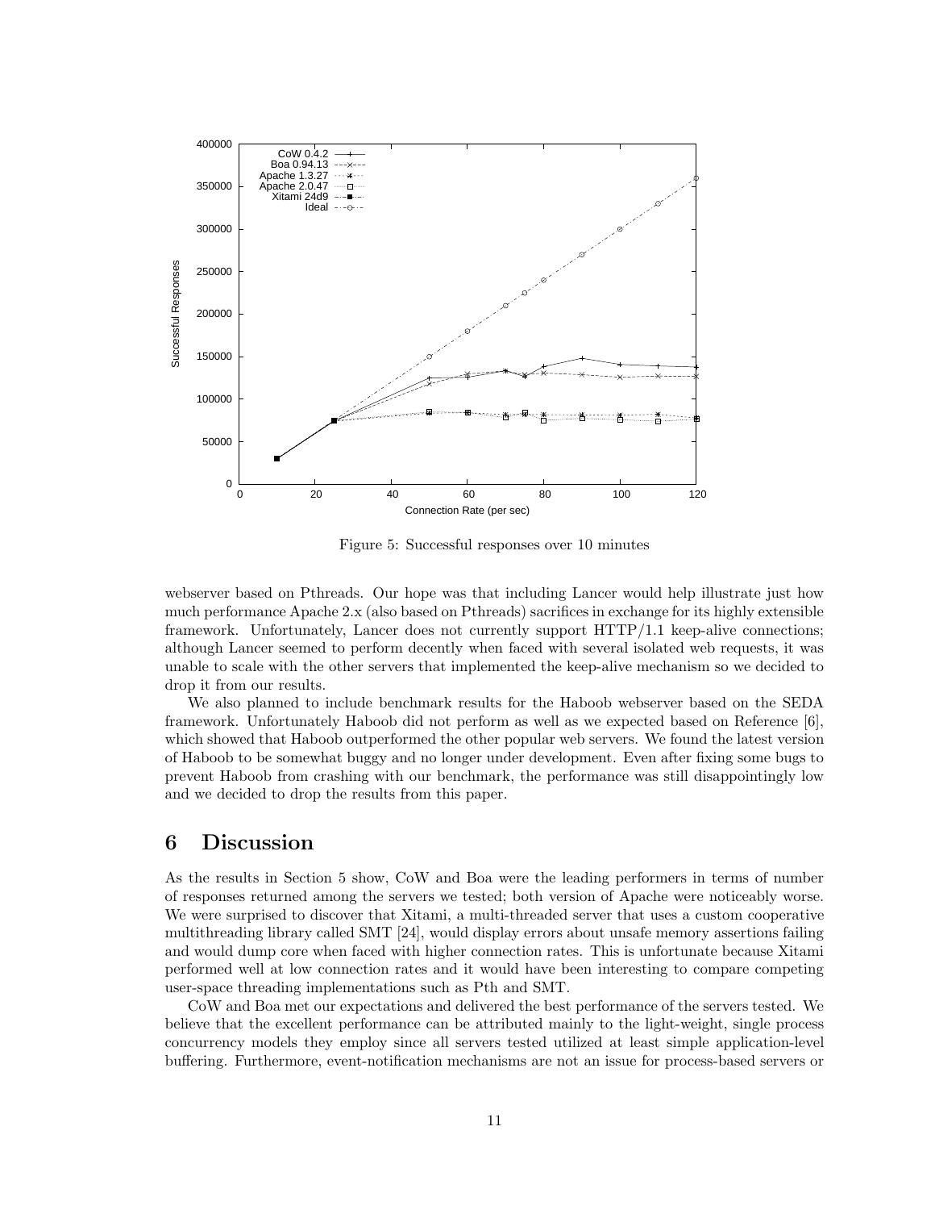Figure 5: Successful responses over 10 minutes

webserver based on Pthreads. Our hope was that including Lancer would help illustrate just how much performance Apache 2.x (also based on Pthreads) sacrifices in exchange for its highly extensible framework. Unfortunately, Lancer does not currently support HTTP/1.1 keep-alive connections; although Lancer seemed to perform decently when faced with several isolated web requests, it was unable to scale with the other servers that implemented the keep-alive mechanism so we decided to drop it from our results.

We also planned to include benchmark results for the Haboob webserver based on the SEDA framework. Unfortunately Haboob did not perform as well as we expected based on Reference [6], which showed that Haboob outperformed the other popular web servers. We found the latest version of Haboob to be somewhat buggy and no longer under development. Even after fixing some bugs to prevent Haboob from crashing with our benchmark, the performance was still disappointingly low and we decided to drop the results from this paper.

## 6 Discussion

As the results in Section 5 show, CoW and Boa were the leading performers in terms of number of responses returned among the servers we tested; both version of Apache were noticeably worse. We were surprised to discover that Xitami, a multi-threaded server that uses a custom cooperative multithreading library called SMT [24], would display errors about unsafe memory assertions failing and would dump core when faced with higher connection rates. This is unfortunate because Xitami performed well at low connection rates and it would have been interesting to compare competing user-space threading implementations such as Pth and SMT.

CoW and Boa met our expectations and delivered the best performance of the servers tested. We believe that the excellent performance can be attributed mainly to the light-weight, single process concurrency models they employ since all servers tested utilized at least simple application-level buffering. Furthermore, event-notification mechanisms are not an issue for process-based servers or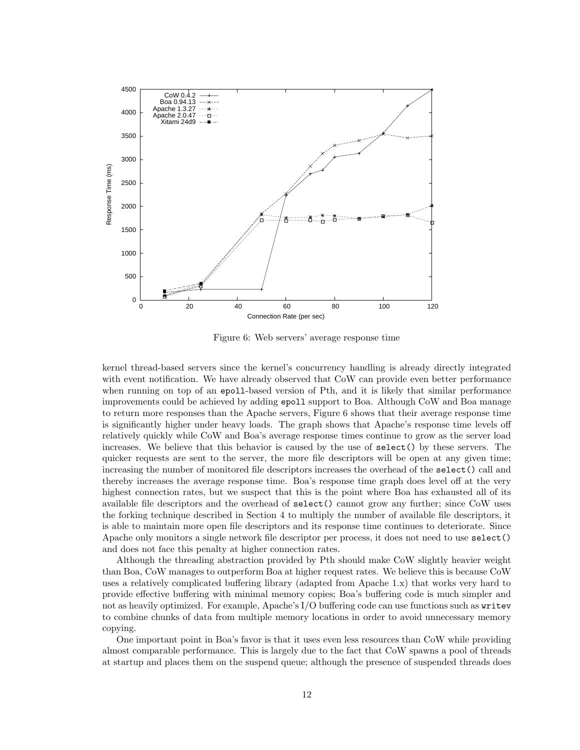Figure 6: Web servers' average response time

kernel thread-based servers since the kernel's concurrency handling is already directly integrated with event notification. We have already observed that CoW can provide even better performance when running on top of an `epoll`-based version of Pth, and it is likely that similar performance improvements could be achieved by adding `epoll` support to Boa. Although CoW and Boa manage to return more responses than the Apache servers, Figure 6 shows that their average response time is significantly higher under heavy loads. The graph shows that Apache's response time levels off relatively quickly while CoW and Boa's average response times continue to grow as the server load increases. We believe that this behavior is caused by the use of `select()` by these servers. The quicker requests are sent to the server, the more file descriptors will be open at any given time; increasing the number of monitored file descriptors increases the overhead of the `select()` call and thereby increases the average response time. Boa's response time graph does level off at the very highest connection rates, but we suspect that this is the point where Boa has exhausted all of its available file descriptors and the overhead of `select()` cannot grow any further; since CoW uses the forking technique described in Section 4 to multiply the number of available file descriptors, it is able to maintain more open file descriptors and its response time continues to deteriorate. Since Apache only monitors a single network file descriptor per process, it does not need to use `select()` and does not face this penalty at higher connection rates.

Although the threading abstraction provided by Pth should make CoW slightly heavier weight than Boa, CoW manages to outperform Boa at higher request rates. We believe this is because CoW uses a relatively complicated buffering library (adapted from Apache 1.x) that works very hard to provide effective buffering with minimal memory copies; Boa's buffering code is much simpler and not as heavily optimized. For example, Apache's I/O buffering code can use functions such as `writev` to combine chunks of data from multiple memory locations in order to avoid unnecessary memory copying.

One important point in Boa's favor is that it uses even less resources than CoW while providing almost comparable performance. This is largely due to the fact that CoW spawns a pool of threads at startup and places them on the suspend queue; although the presence of suspended threads does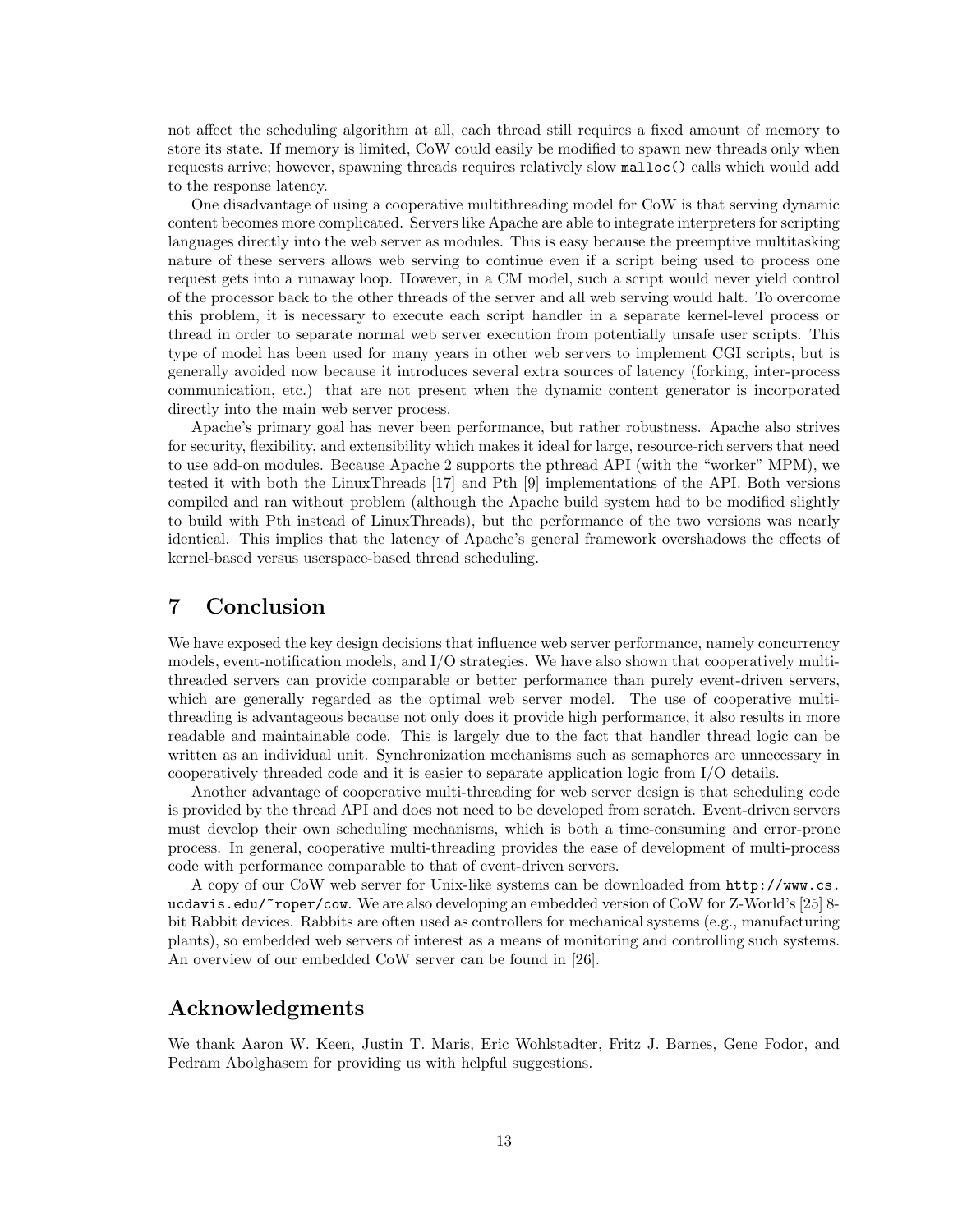not affect the scheduling algorithm at all, each thread still requires a fixed amount of memory to store its state. If memory is limited, CoW could easily be modified to spawn new threads only when requests arrive; however, spawning threads requires relatively slow `malloc()` calls which would add to the response latency.

One disadvantage of using a cooperative multithreading model for CoW is that serving dynamic content becomes more complicated. Servers like Apache are able to integrate interpreters for scripting languages directly into the web server as modules. This is easy because the preemptive multitasking nature of these servers allows web serving to continue even if a script being used to process one request gets into a runaway loop. However, in a CM model, such a script would never yield control of the processor back to the other threads of the server and all web serving would halt. To overcome this problem, it is necessary to execute each script handler in a separate kernel-level process or thread in order to separate normal web server execution from potentially unsafe user scripts. This type of model has been used for many years in other web servers to implement CGI scripts, but is generally avoided now because it introduces several extra sources of latency (forking, inter-process communication, etc.) that are not present when the dynamic content generator is incorporated directly into the main web server process.

Apache's primary goal has never been performance, but rather robustness. Apache also strives for security, flexibility, and extensibility which makes it ideal for large, resource-rich servers that need to use add-on modules. Because Apache 2 supports the pthread API (with the "worker" MPM), we tested it with both the LinuxThreads [17] and Pth [9] implementations of the API. Both versions compiled and ran without problem (although the Apache build system had to be modified slightly to build with Pth instead of LinuxThreads), but the performance of the two versions was nearly identical. This implies that the latency of Apache's general framework overshadows the effects of kernel-based versus userspace-based thread scheduling.

# 7 Conclusion

We have exposed the key design decisions that influence web server performance, namely concurrency models, event-notification models, and I/O strategies. We have also shown that cooperatively multithreaded servers can provide comparable or better performance than purely event-driven servers, which are generally regarded as the optimal web server model. The use of cooperative multithreading is advantageous because not only does it provide high performance, it also results in more readable and maintainable code. This is largely due to the fact that handler thread logic can be written as an individual unit. Synchronization mechanisms such as semaphores are unnecessary in cooperatively threaded code and it is easier to separate application logic from I/O details.

Another advantage of cooperative multi-threading for web server design is that scheduling code is provided by the thread API and does not need to be developed from scratch. Event-driven servers must develop their own scheduling mechanisms, which is both a time-consuming and error-prone process. In general, cooperative multi-threading provides the ease of development of multi-process code with performance comparable to that of event-driven servers.

A copy of our CoW web server for Unix-like systems can be downloaded from `http://www.cs.ucdavis.edu/~roper/cow`. We are also developing an embedded version of CoW for Z-World's [25] 8-bit Rabbit devices. Rabbits are often used as controllers for mechanical systems (e.g., manufacturing plants), so embedded web servers of interest as a means of monitoring and controlling such systems. An overview of our embedded CoW server can be found in [26].

# Acknowledgments

We thank Aaron W. Keen, Justin T. Maris, Eric Wohlstadter, Fritz J. Barnes, Gene Fodor, and Pedram Abolghasem for providing us with helpful suggestions.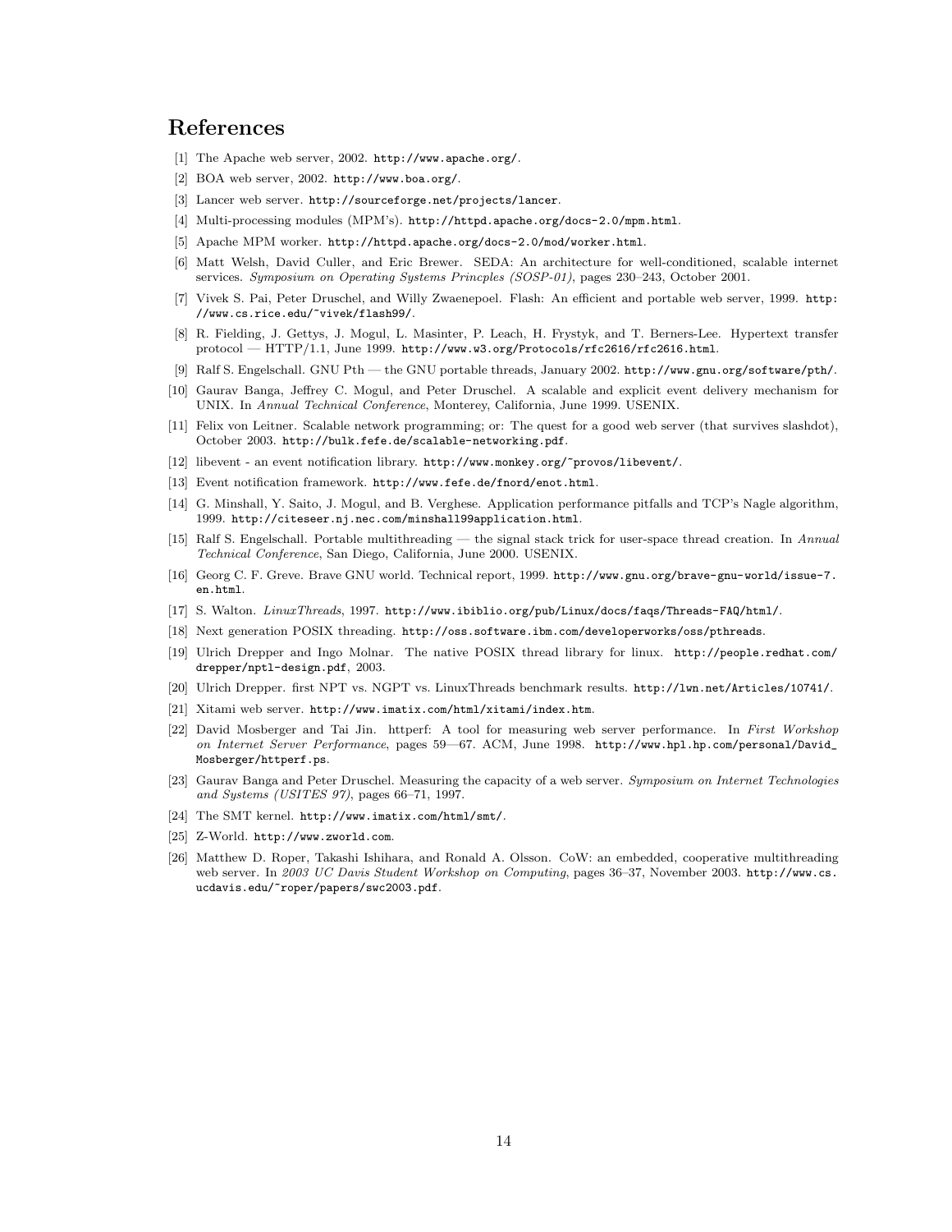## References

[1] The Apache web server, 2002. http://www.apache.org/.

[2] BOA web server, 2002. http://www.boa.org/.

[3] Lancer web server. http://sourceforge.net/projects/lancer.

[4] Multi-processing modules (MPM's). http://httpd.apache.org/docs-2.0/mpm.html.

[5] Apache MPM worker. http://httpd.apache.org/docs-2.0/mod/worker.html.

[6] Matt Welsh, David Culler, and Eric Brewer. SEDA: An architecture for well-conditioned, scalable internet services. *Symposium on Operating Systems Princples (SOSP-01)*, pages 230–243, October 2001.

[7] Vivek S. Pai, Peter Druschel, and Willy Zwaenepoel. Flash: An efficient and portable web server, 1999. http://www.cs.rice.edu/~vivek/flash99/.

[8] R. Fielding, J. Gettys, J. Mogul, L. Masinter, P. Leach, H. Frystyk, and T. Berners-Lee. Hypertext transfer protocol — HTTP/1.1, June 1999. http://www.w3.org/Protocols/rfc2616/rfc2616.html.

[9] Ralf S. Engelschall. GNU Pth — the GNU portable threads, January 2002. http://www.gnu.org/software/pth/.

[10] Gaurav Banga, Jeffrey C. Mogul, and Peter Druschel. A scalable and explicit event delivery mechanism for UNIX. In *Annual Technical Conference*, Monterey, California, June 1999. USENIX.

[11] Felix von Leitner. Scalable network programming; or: The quest for a good web server (that survives slashdot), October 2003. http://bulk.fefe.de/scalable-networking.pdf.

[12] libevent - an event notification library. http://www.monkey.org/~provos/libevent/.

[13] Event notification framework. http://www.fefe.de/fnord/enot.html.

[14] G. Minshall, Y. Saito, J. Mogul, and B. Verghese. Application performance pitfalls and TCP's Nagle algorithm, 1999. http://citeseer.nj.nec.com/minshall99application.html.

[15] Ralf S. Engelschall. Portable multithreading — the signal stack trick for user-space thread creation. In *Annual Technical Conference*, San Diego, California, June 2000. USENIX.

[16] Georg C. F. Greve. Brave GNU world. Technical report, 1999. http://www.gnu.org/brave-gnu-world/issue-7.en.html.

[17] S. Walton. *LinuxThreads*, 1997. http://www.ibiblio.org/pub/Linux/docs/faqs/Threads-FAQ/html/.

[18] Next generation POSIX threading. http://oss.software.ibm.com/developerworks/oss/pthreads.

[19] Ulrich Drepper and Ingo Molnar. The native POSIX thread library for linux. http://people.redhat.com/drepper/nptl-design.pdf, 2003.

[20] Ulrich Drepper. first NPT vs. NGPT vs. LinuxThreads benchmark results. http://lwn.net/Articles/10741/.

[21] Xitami web server. http://www.imatix.com/html/xitami/index.htm.

[22] David Mosberger and Tai Jin. httperf: A tool for measuring web server performance. In *First Workshop on Internet Server Performance*, pages 59—67. ACM, June 1998. http://www.hpl.hp.com/personal/David_Mosberger/httperf.ps.

[23] Gaurav Banga and Peter Druschel. Measuring the capacity of a web server. *Symposium on Internet Technologies and Systems (USITES 97)*, pages 66–71, 1997.

[24] The SMT kernel. http://www.imatix.com/html/smt/.

[25] Z-World. http://www.zworld.com.

[26] Matthew D. Roper, Takashi Ishihara, and Ronald A. Olsson. CoW: an embedded, cooperative multithreading web server. In *2003 UC Davis Student Workshop on Computing*, pages 36–37, November 2003. http://www.cs.ucdavis.edu/~roper/papers/swc2003.pdf.